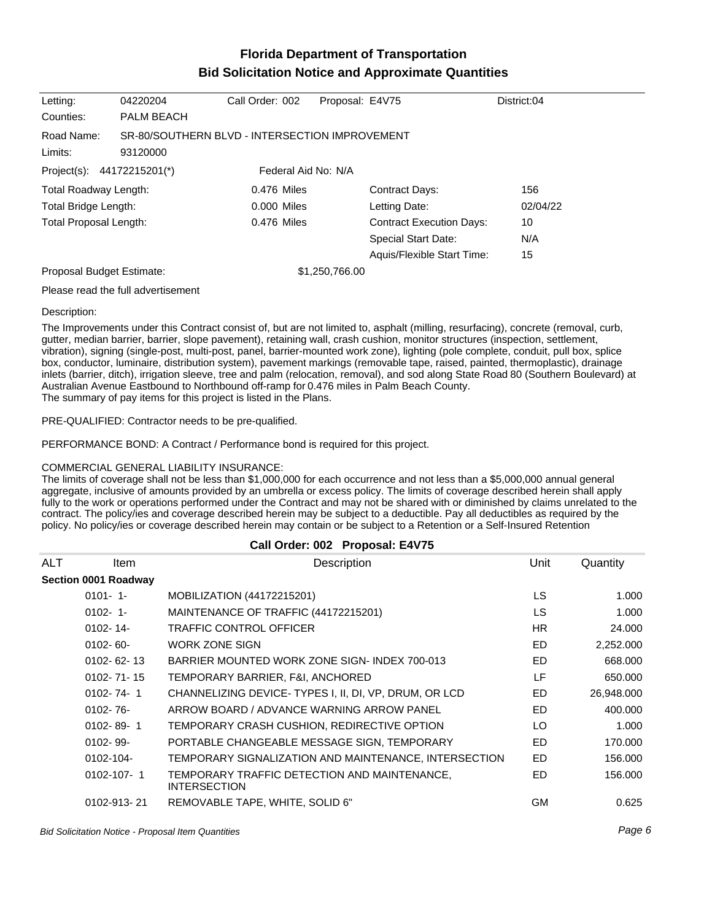# Florida Department of Transportation
## Bid Solicitation Notice and Approximate Quantities

| | | | | |
|---|---|---|---|---|
| Letting: | 04220204 | Call Order: 002 | Proposal: E4V75 | District:04 |
| Counties: | PALM BEACH | | | |

Road Name: SR-80/SOUTHERN BLVD - INTERSECTION IMPROVEMENT

Limits: 93120000

Project(s): 44172215201(*) Federal Aid No: N/A

| | | | |
|---|---|---|---|
| Total Roadway Length: | 0.476 Miles | Contract Days: | 156 |
| Total Bridge Length: | 0.000 Miles | Letting Date: | 02/04/22 |
| Total Proposal Length: | 0.476 Miles | Contract Execution Days: | 10 |
| | | Special Start Date: | N/A |
| | | Aquis/Flexible Start Time: | 15 |

Proposal Budget Estimate: $1,250,766.00

Please read the full advertisement

Description:

The Improvements under this Contract consist of, but are not limited to, asphalt (milling, resurfacing), concrete (removal, curb, gutter, median barrier, barrier, slope pavement), retaining wall, crash cushion, monitor structures (inspection, settlement, vibration), signing (single-post, multi-post, panel, barrier-mounted work zone), lighting (pole complete, conduit, pull box, splice box, conductor, luminaire, distribution system), pavement markings (removable tape, raised, painted, thermoplastic), drainage inlets (barrier, ditch), irrigation sleeve, tree and palm (relocation, removal), and sod along State Road 80 (Southern Boulevard) at Australian Avenue Eastbound to Northbound off-ramp for 0.476 miles in Palm Beach County.
The summary of pay items for this project is listed in the Plans.

PRE-QUALIFIED: Contractor needs to be pre-qualified.

PERFORMANCE BOND: A Contract / Performance bond is required for this project.

COMMERCIAL GENERAL LIABILITY INSURANCE:
The limits of coverage shall not be less than $1,000,000 for each occurrence and not less than a $5,000,000 annual general aggregate, inclusive of amounts provided by an umbrella or excess policy. The limits of coverage described herein shall apply fully to the work or operations performed under the Contract and may not be shared with or diminished by claims unrelated to the contract. The policy/ies and coverage described herein may be subject to a deductible. Pay all deductibles as required by the policy. No policy/ies or coverage described herein may contain or be subject to a Retention or a Self-Insured Retention

### Call Order: 002 Proposal: E4V75

| ALT | Item | Description | Unit | Quantity |
|---|---|---|---|---|
| **Section 0001 Roadway** | | | | |
| | 0101- 1- | MOBILIZATION (44172215201) | LS | 1.000 |
| | 0102- 1- | MAINTENANCE OF TRAFFIC (44172215201) | LS | 1.000 |
| | 0102- 14- | TRAFFIC CONTROL OFFICER | HR | 24.000 |
| | 0102- 60- | WORK ZONE SIGN | ED | 2,252.000 |
| | 0102- 62- 13 | BARRIER MOUNTED WORK ZONE SIGN- INDEX 700-013 | ED | 668.000 |
| | 0102- 71- 15 | TEMPORARY BARRIER, F&I, ANCHORED | LF | 650.000 |
| | 0102- 74- 1 | CHANNELIZING DEVICE- TYPES I, II, DI, VP, DRUM, OR LCD | ED | 26,948.000 |
| | 0102- 76- | ARROW BOARD / ADVANCE WARNING ARROW PANEL | ED | 400.000 |
| | 0102- 89- 1 | TEMPORARY CRASH CUSHION, REDIRECTIVE OPTION | LO | 1.000 |
| | 0102- 99- | PORTABLE CHANGEABLE MESSAGE SIGN, TEMPORARY | ED | 170.000 |
| | 0102-104- | TEMPORARY SIGNALIZATION AND MAINTENANCE, INTERSECTION | ED | 156.000 |
| | 0102-107- 1 | TEMPORARY TRAFFIC DETECTION AND MAINTENANCE, INTERSECTION | ED | 156.000 |
| | 0102-913- 21 | REMOVABLE TAPE, WHITE, SOLID 6" | GM | 0.625 |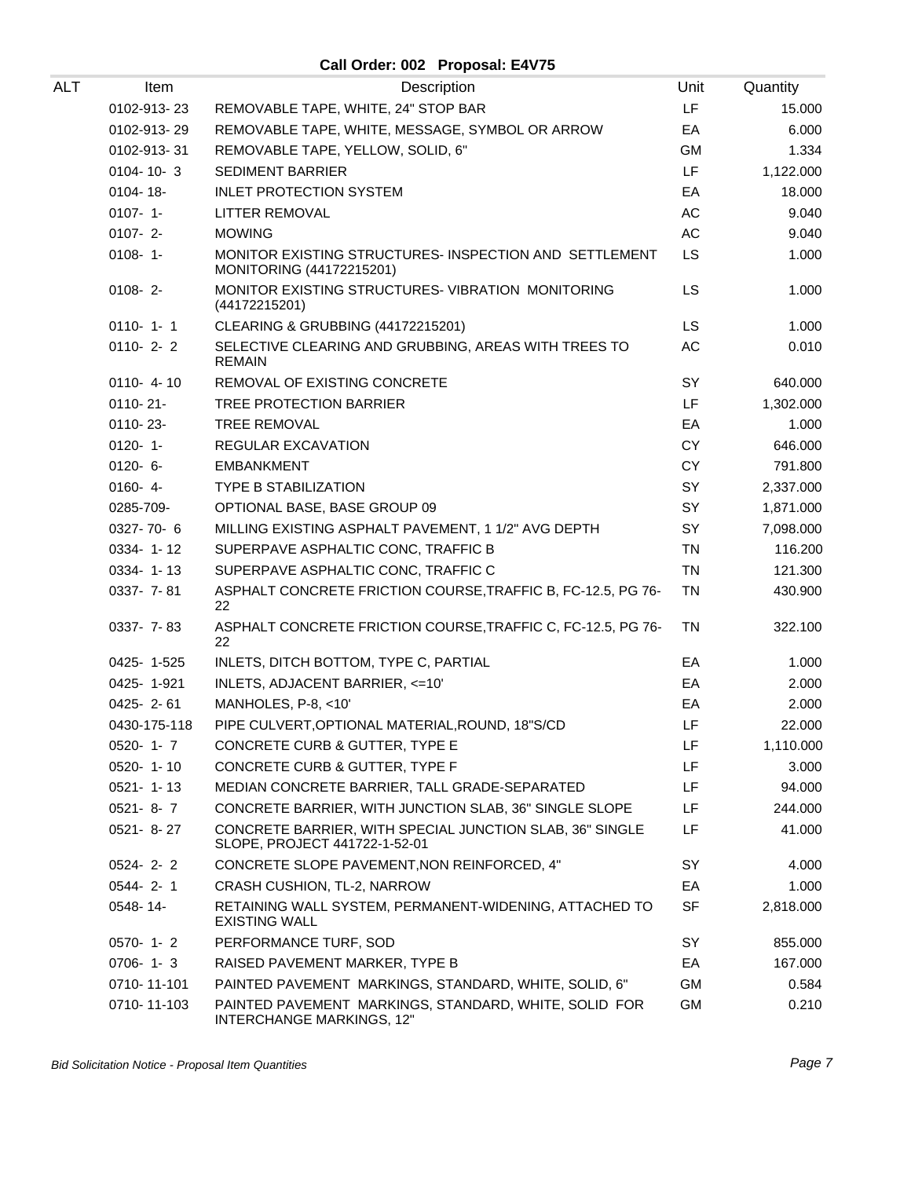## Call Order: 002 Proposal: E4V75

| ALT | Item | Description | Unit | Quantity |
|---|---|---|---|---|
| | 0102-913- 23 | REMOVABLE TAPE, WHITE, 24" STOP BAR | LF | 15.000 |
| | 0102-913- 29 | REMOVABLE TAPE, WHITE, MESSAGE, SYMBOL OR ARROW | EA | 6.000 |
| | 0102-913- 31 | REMOVABLE TAPE, YELLOW, SOLID, 6" | GM | 1.334 |
| | 0104- 10- 3 | SEDIMENT BARRIER | LF | 1,122.000 |
| | 0104- 18- | INLET PROTECTION SYSTEM | EA | 18.000 |
| | 0107- 1- | LITTER REMOVAL | AC | 9.040 |
| | 0107- 2- | MOWING | AC | 9.040 |
| | 0108- 1- | MONITOR EXISTING STRUCTURES- INSPECTION AND SETTLEMENT MONITORING (44172215201) | LS | 1.000 |
| | 0108- 2- | MONITOR EXISTING STRUCTURES- VIBRATION MONITORING (44172215201) | LS | 1.000 |
| | 0110- 1- 1 | CLEARING & GRUBBING (44172215201) | LS | 1.000 |
| | 0110- 2- 2 | SELECTIVE CLEARING AND GRUBBING, AREAS WITH TREES TO REMAIN | AC | 0.010 |
| | 0110- 4- 10 | REMOVAL OF EXISTING CONCRETE | SY | 640.000 |
| | 0110- 21- | TREE PROTECTION BARRIER | LF | 1,302.000 |
| | 0110- 23- | TREE REMOVAL | EA | 1.000 |
| | 0120- 1- | REGULAR EXCAVATION | CY | 646.000 |
| | 0120- 6- | EMBANKMENT | CY | 791.800 |
| | 0160- 4- | TYPE B STABILIZATION | SY | 2,337.000 |
| | 0285-709- | OPTIONAL BASE, BASE GROUP 09 | SY | 1,871.000 |
| | 0327- 70- 6 | MILLING EXISTING ASPHALT PAVEMENT, 1 1/2" AVG DEPTH | SY | 7,098.000 |
| | 0334- 1- 12 | SUPERPAVE ASPHALTIC CONC, TRAFFIC B | TN | 116.200 |
| | 0334- 1- 13 | SUPERPAVE ASPHALTIC CONC, TRAFFIC C | TN | 121.300 |
| | 0337- 7- 81 | ASPHALT CONCRETE FRICTION COURSE,TRAFFIC B, FC-12.5, PG 76-22 | TN | 430.900 |
| | 0337- 7- 83 | ASPHALT CONCRETE FRICTION COURSE,TRAFFIC C, FC-12.5, PG 76-22 | TN | 322.100 |
| | 0425- 1-525 | INLETS, DITCH BOTTOM, TYPE C, PARTIAL | EA | 1.000 |
| | 0425- 1-921 | INLETS, ADJACENT BARRIER, <=10' | EA | 2.000 |
| | 0425- 2- 61 | MANHOLES, P-8, <10' | EA | 2.000 |
| | 0430-175-118 | PIPE CULVERT,OPTIONAL MATERIAL,ROUND, 18"S/CD | LF | 22.000 |
| | 0520- 1- 7 | CONCRETE CURB & GUTTER, TYPE E | LF | 1,110.000 |
| | 0520- 1- 10 | CONCRETE CURB & GUTTER, TYPE F | LF | 3.000 |
| | 0521- 1- 13 | MEDIAN CONCRETE BARRIER, TALL GRADE-SEPARATED | LF | 94.000 |
| | 0521- 8- 7 | CONCRETE BARRIER, WITH JUNCTION SLAB, 36" SINGLE SLOPE | LF | 244.000 |
| | 0521- 8- 27 | CONCRETE BARRIER, WITH SPECIAL JUNCTION SLAB, 36" SINGLE SLOPE, PROJECT 441722-1-52-01 | LF | 41.000 |
| | 0524- 2- 2 | CONCRETE SLOPE PAVEMENT,NON REINFORCED, 4" | SY | 4.000 |
| | 0544- 2- 1 | CRASH CUSHION, TL-2, NARROW | EA | 1.000 |
| | 0548- 14- | RETAINING WALL SYSTEM, PERMANENT-WIDENING, ATTACHED TO EXISTING WALL | SF | 2,818.000 |
| | 0570- 1- 2 | PERFORMANCE TURF, SOD | SY | 855.000 |
| | 0706- 1- 3 | RAISED PAVEMENT MARKER, TYPE B | EA | 167.000 |
| | 0710- 11-101 | PAINTED PAVEMENT MARKINGS, STANDARD, WHITE, SOLID, 6" | GM | 0.584 |
| | 0710- 11-103 | PAINTED PAVEMENT MARKINGS, STANDARD, WHITE, SOLID FOR INTERCHANGE MARKINGS, 12" | GM | 0.210 |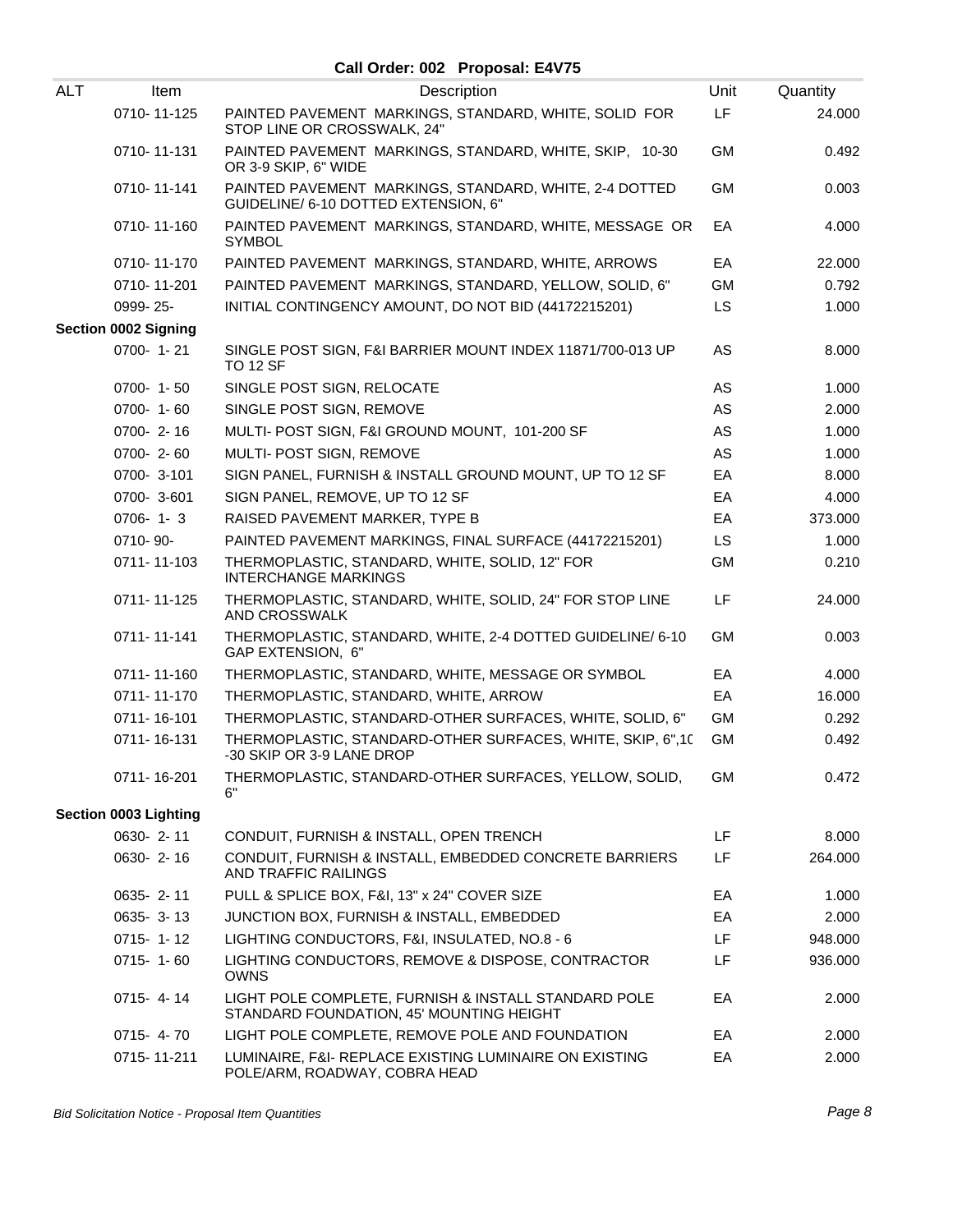**Call Order: 002 Proposal: E4V75**

| ALT | Item | Description | Unit | Quantity |
|---|---|---|---|---|
| | 0710- 11-125 | PAINTED PAVEMENT MARKINGS, STANDARD, WHITE, SOLID FOR STOP LINE OR CROSSWALK, 24" | LF | 24.000 |
| | 0710- 11-131 | PAINTED PAVEMENT MARKINGS, STANDARD, WHITE, SKIP, 10-30 OR 3-9 SKIP, 6" WIDE | GM | 0.492 |
| | 0710- 11-141 | PAINTED PAVEMENT MARKINGS, STANDARD, WHITE, 2-4 DOTTED GUIDELINE/ 6-10 DOTTED EXTENSION, 6" | GM | 0.003 |
| | 0710- 11-160 | PAINTED PAVEMENT MARKINGS, STANDARD, WHITE, MESSAGE OR SYMBOL | EA | 4.000 |
| | 0710- 11-170 | PAINTED PAVEMENT MARKINGS, STANDARD, WHITE, ARROWS | EA | 22.000 |
| | 0710- 11-201 | PAINTED PAVEMENT MARKINGS, STANDARD, YELLOW, SOLID, 6" | GM | 0.792 |
| | 0999- 25- | INITIAL CONTINGENCY AMOUNT, DO NOT BID (44172215201) | LS | 1.000 |
| **Section 0002 Signing** | | | | |
| | 0700- 1- 21 | SINGLE POST SIGN, F&I BARRIER MOUNT INDEX 11871/700-013 UP TO 12 SF | AS | 8.000 |
| | 0700- 1- 50 | SINGLE POST SIGN, RELOCATE | AS | 1.000 |
| | 0700- 1- 60 | SINGLE POST SIGN, REMOVE | AS | 2.000 |
| | 0700- 2- 16 | MULTI- POST SIGN, F&I GROUND MOUNT, 101-200 SF | AS | 1.000 |
| | 0700- 2- 60 | MULTI- POST SIGN, REMOVE | AS | 1.000 |
| | 0700- 3-101 | SIGN PANEL, FURNISH & INSTALL GROUND MOUNT, UP TO 12 SF | EA | 8.000 |
| | 0700- 3-601 | SIGN PANEL, REMOVE, UP TO 12 SF | EA | 4.000 |
| | 0706- 1- 3 | RAISED PAVEMENT MARKER, TYPE B | EA | 373.000 |
| | 0710- 90- | PAINTED PAVEMENT MARKINGS, FINAL SURFACE (44172215201) | LS | 1.000 |
| | 0711- 11-103 | THERMOPLASTIC, STANDARD, WHITE, SOLID, 12" FOR INTERCHANGE MARKINGS | GM | 0.210 |
| | 0711- 11-125 | THERMOPLASTIC, STANDARD, WHITE, SOLID, 24" FOR STOP LINE AND CROSSWALK | LF | 24.000 |
| | 0711- 11-141 | THERMOPLASTIC, STANDARD, WHITE, 2-4 DOTTED GUIDELINE/ 6-10 GAP EXTENSION, 6" | GM | 0.003 |
| | 0711- 11-160 | THERMOPLASTIC, STANDARD, WHITE, MESSAGE OR SYMBOL | EA | 4.000 |
| | 0711- 11-170 | THERMOPLASTIC, STANDARD, WHITE, ARROW | EA | 16.000 |
| | 0711- 16-101 | THERMOPLASTIC, STANDARD-OTHER SURFACES, WHITE, SOLID, 6" | GM | 0.292 |
| | 0711- 16-131 | THERMOPLASTIC, STANDARD-OTHER SURFACES, WHITE, SKIP, 6",10-30 SKIP OR 3-9 LANE DROP | GM | 0.492 |
| | 0711- 16-201 | THERMOPLASTIC, STANDARD-OTHER SURFACES, YELLOW, SOLID, 6" | GM | 0.472 |
| **Section 0003 Lighting** | | | | |
| | 0630- 2- 11 | CONDUIT, FURNISH & INSTALL, OPEN TRENCH | LF | 8.000 |
| | 0630- 2- 16 | CONDUIT, FURNISH & INSTALL, EMBEDDED CONCRETE BARRIERS AND TRAFFIC RAILINGS | LF | 264.000 |
| | 0635- 2- 11 | PULL & SPLICE BOX, F&I, 13" x 24" COVER SIZE | EA | 1.000 |
| | 0635- 3- 13 | JUNCTION BOX, FURNISH & INSTALL, EMBEDDED | EA | 2.000 |
| | 0715- 1- 12 | LIGHTING CONDUCTORS, F&I, INSULATED, NO.8 - 6 | LF | 948.000 |
| | 0715- 1- 60 | LIGHTING CONDUCTORS, REMOVE & DISPOSE, CONTRACTOR OWNS | LF | 936.000 |
| | 0715- 4- 14 | LIGHT POLE COMPLETE, FURNISH & INSTALL STANDARD POLE STANDARD FOUNDATION, 45' MOUNTING HEIGHT | EA | 2.000 |
| | 0715- 4- 70 | LIGHT POLE COMPLETE, REMOVE POLE AND FOUNDATION | EA | 2.000 |
| | 0715- 11-211 | LUMINAIRE, F&I- REPLACE EXISTING LUMINAIRE ON EXISTING POLE/ARM, ROADWAY, COBRA HEAD | EA | 2.000 |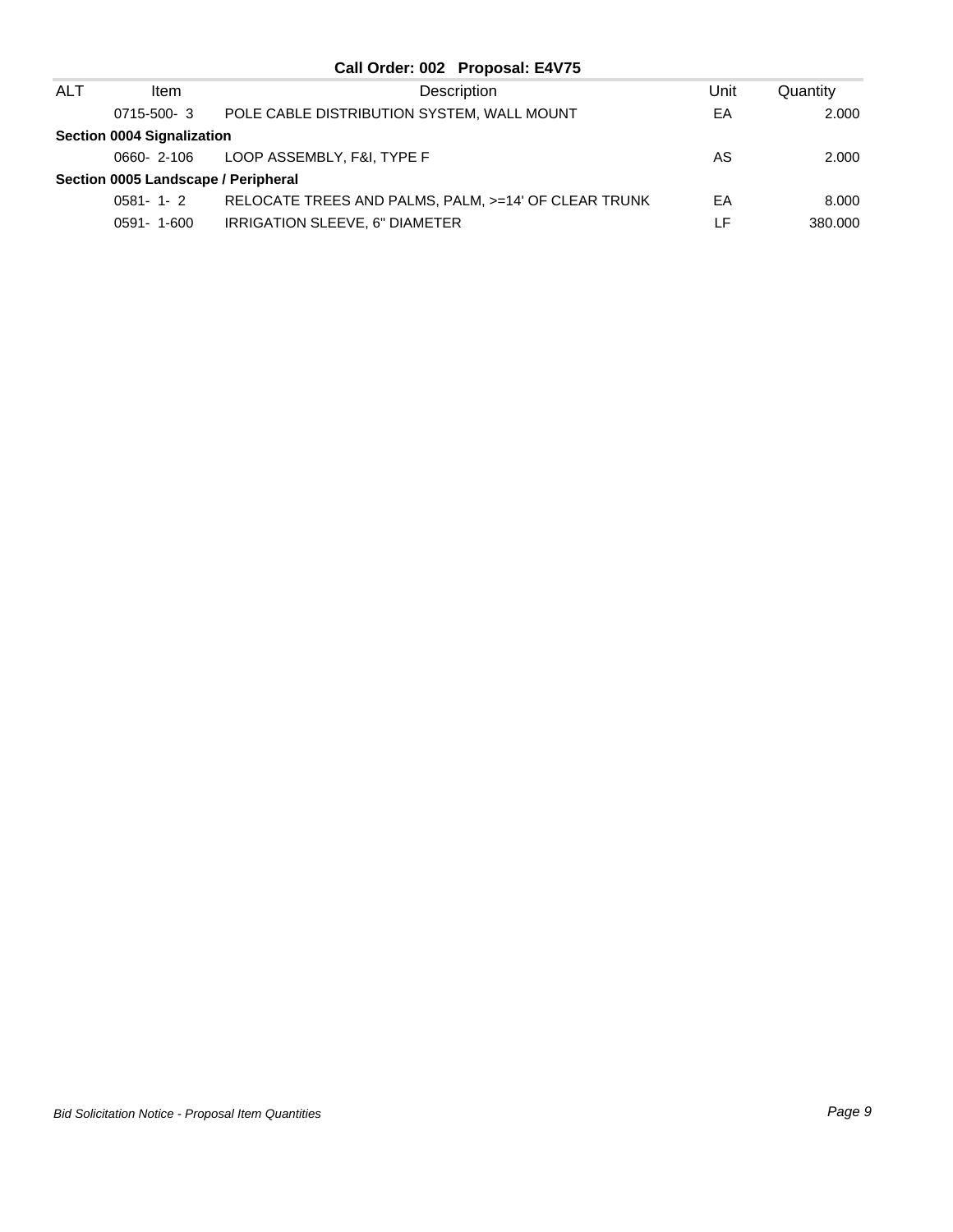## Call Order: 002 Proposal: E4V75

| ALT | Item | Description | Unit | Quantity |
|---|---|---|---|---|
| | 0715-500- 3 | POLE CABLE DISTRIBUTION SYSTEM, WALL MOUNT | EA | 2.000 |
| **Section 0004 Signalization** | | | | |
| | 0660- 2-106 | LOOP ASSEMBLY, F&I, TYPE F | AS | 2.000 |
| **Section 0005 Landscape / Peripheral** | | | | |
| | 0581- 1- 2 | RELOCATE TREES AND PALMS, PALM, >=14' OF CLEAR TRUNK | EA | 8.000 |
| | 0591- 1-600 | IRRIGATION SLEEVE, 6" DIAMETER | LF | 380.000 |